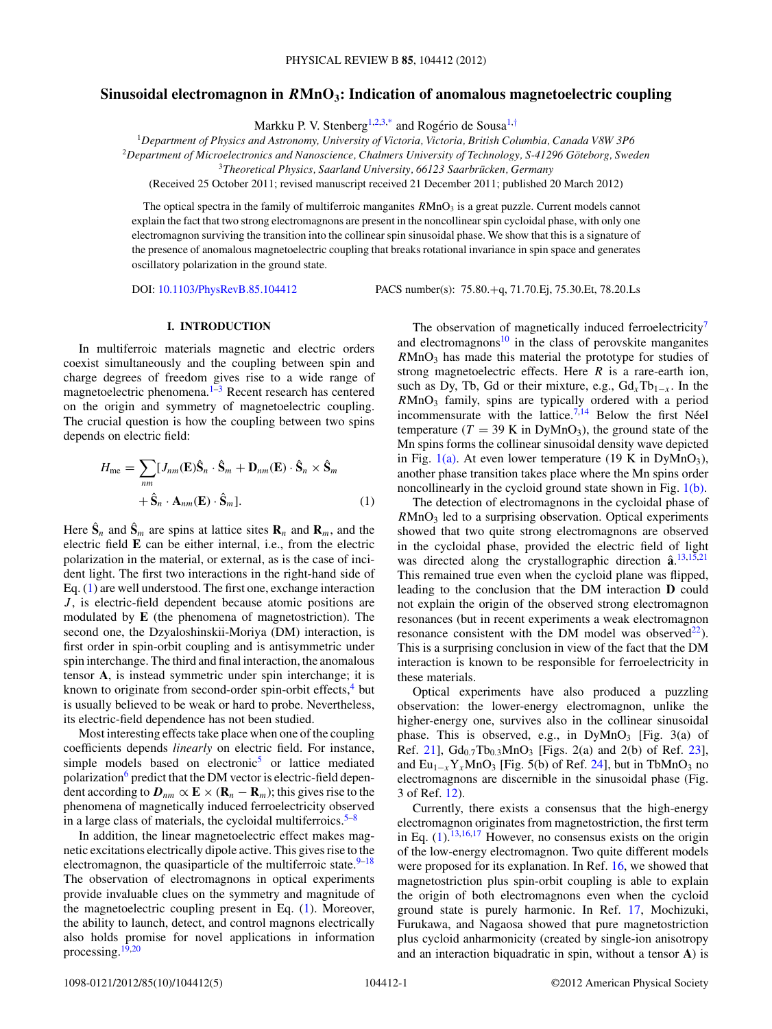# Sinusoidal electromagnon in $R$MnO$_3$: Indication of anomalous magnetoelectric coupling

Markku P. V. Stenberg[1,2,3,*] and Rogério de Sousa[1,†]

[1]*Department of Physics and Astronomy, University of Victoria, Victoria, British Columbia, Canada V8W 3P6*
[2]*Department of Microelectronics and Nanoscience, Chalmers University of Technology, S-41296 Göteborg, Sweden*
[3]*Theoretical Physics, Saarland University, 66123 Saarbrücken, Germany*

(Received 25 October 2011; revised manuscript received 21 December 2011; published 20 March 2012)

The optical spectra in the family of multiferroic manganites $R$MnO$_3$ is a great puzzle. Current models cannot explain the fact that two strong electromagnons are present in the noncollinear spin cycloidal phase, with only one electromagnon surviving the transition into the collinear spin sinusoidal phase. We show that this is a signature of the presence of anomalous magnetoelectric coupling that breaks rotational invariance in spin space and generates oscillatory polarization in the ground state.

DOI: 10.1103/PhysRevB.85.104412 PACS number(s): 75.80.+q, 71.70.Ej, 75.30.Et, 78.20.Ls

## I. INTRODUCTION

In multiferroic materials magnetic and electric orders coexist simultaneously and the coupling between spin and charge degrees of freedom gives rise to a wide range of magnetoelectric phenomena.[1–3] Recent research has centered on the origin and symmetry of magnetoelectric coupling. The crucial question is how the coupling between two spins depends on electric field:

$$H_{\rm me} = \sum_{nm}[J_{nm}(\mathbf{E})\hat{\mathbf{S}}_n\cdot\hat{\mathbf{S}}_m + \mathbf{D}_{nm}(\mathbf{E})\cdot\hat{\mathbf{S}}_n\times\hat{\mathbf{S}}_m + \hat{\mathbf{S}}_n\cdot\mathbf{A}_{nm}(\mathbf{E})\cdot\hat{\mathbf{S}}_m]. \tag{1}$$

Here $\hat{\mathbf{S}}_n$ and $\hat{\mathbf{S}}_m$ are spins at lattice sites $\mathbf{R}_n$ and $\mathbf{R}_m$, and the electric field $\mathbf{E}$ can be either internal, i.e., from the electric polarization in the material, or external, as is the case of incident light. The first two interactions in the right-hand side of Eq. (1) are well understood. The first one, exchange interaction $J$, is electric-field dependent because atomic positions are modulated by $\mathbf{E}$ (the phenomena of magnetostriction). The second one, the Dzyaloshinskii-Moriya (DM) interaction, is first order in spin-orbit coupling and is antisymmetric under spin interchange. The third and final interaction, the anomalous tensor $\mathbf{A}$, is instead symmetric under spin interchange; it is known to originate from second-order spin-orbit effects,[4] but is usually believed to be weak or hard to probe. Nevertheless, its electric-field dependence has not been studied.

Most interesting effects take place when one of the coupling coefficients depends *linearly* on electric field. For instance, simple models based on electronic[5] or lattice mediated polarization[6] predict that the DM vector is electric-field dependent according to $\boldsymbol{D}_{nm}\propto\mathbf{E}\times(\mathbf{R}_n-\mathbf{R}_m)$; this gives rise to the phenomena of magnetically induced ferroelectricity observed in a large class of materials, the cycloidal multiferroics.[5–8]

In addition, the linear magnetoelectric effect makes magnetic excitations electrically dipole active. This gives rise to the electromagnon, the quasiparticle of the multiferroic state.[9–18] The observation of electromagnons in optical experiments provide invaluable clues on the symmetry and magnitude of the magnetoelectric coupling present in Eq. (1). Moreover, the ability to launch, detect, and control magnons electrically also holds promise for novel applications in information processing.[19,20]

The observation of magnetically induced ferroelectricity[7] and electromagnons[10] in the class of perovskite manganites $R$MnO$_3$ has made this material the prototype for studies of strong magnetoelectric effects. Here $R$ is a rare-earth ion, such as Dy, Tb, Gd or their mixture, e.g., Gd$_x$Tb$_{1-x}$. In the $R$MnO$_3$ family, spins are typically ordered with a period incommensurate with the lattice.[7,14] Below the first Néel temperature ($T=39$ K in DyMnO$_3$), the ground state of the Mn spins forms the collinear sinusoidal spin density wave depicted in Fig. 1(a). At even lower temperature (19 K in DyMnO$_3$), another phase transition takes place where the Mn spins order noncollinearly in the cycloid ground state shown in Fig. 1(b).

The detection of electromagnons in the cycloidal phase of $R$MnO$_3$ led to a surprising observation. Optical experiments showed that two quite strong electromagnons are observed in the cycloidal phase, provided the electric field of light was directed along the crystallographic direction $\hat{\mathbf{a}}$.[13,15,21] This remained true even when the cycloid plane was flipped, leading to the conclusion that the DM interaction $\mathbf{D}$ could not explain the origin of the observed strong electromagnon resonances (but in recent experiments a weak electromagnon resonance consistent with the DM model was observed[22]). This is a surprising conclusion in view of the fact that the DM interaction is known to be responsible for ferroelectricity in these materials.

Optical experiments have also produced a puzzling observation: the lower-energy electromagnon, unlike the higher-energy one, survives also in the collinear sinusoidal phase. This is observed, e.g., in DyMnO$_3$ [Fig. 3(a) of Ref. 21], Gd$_{0.7}$Tb$_{0.3}$MnO$_3$ [Figs. 2(a) and 2(b) of Ref. 23], and Eu$_{1-x}$Y$_x$MnO$_3$ [Fig. 5(b) of Ref. 24], but in TbMnO$_3$ no electromagnons are discernible in the sinusoidal phase (Fig. 3 of Ref. 12).

Currently, there exists a consensus that the high-energy electromagnon originates from magnetostriction, the first term in Eq. (1).[13,16,17] However, no consensus exists on the origin of the low-energy electromagnon. Two quite different models were proposed for its explanation. In Ref. 16, we showed that magnetostriction plus spin-orbit coupling is able to explain the origin of both electromagnons even when the cycloid ground state is purely harmonic. In Ref. 17, Mochizuki, Furukawa, and Nagaosa showed that pure magnetostriction plus cycloid anharmonicity (created by single-ion anisotropy and an interaction biquadratic in spin, without a tensor $\mathbf{A}$) is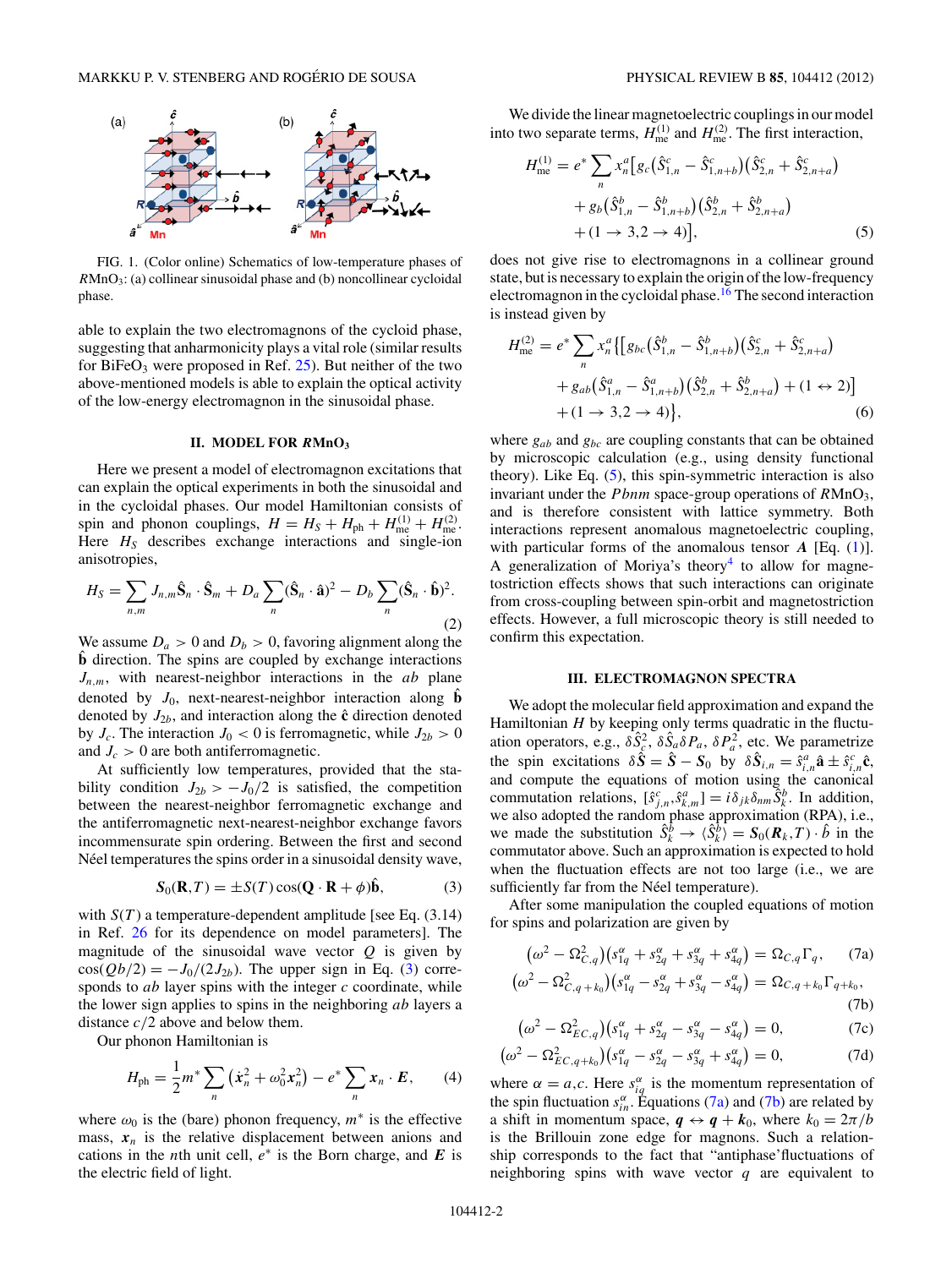FIG. 1. (Color online) Schematics of low-temperature phases of $R$MnO$_3$: (a) collinear sinusoidal phase and (b) noncollinear cycloidal phase.

able to explain the two electromagnons of the cycloid phase, suggesting that anharmonicity plays a vital role (similar results for BiFeO$_3$ were proposed in Ref. 25). But neither of the two above-mentioned models is able to explain the optical activity of the low-energy electromagnon in the sinusoidal phase.

## II. MODEL FOR $R$MnO$_3$

Here we present a model of electromagnon excitations that can explain the optical experiments in both the sinusoidal and in the cycloidal phases. Our model Hamiltonian consists of spin and phonon couplings, $H = H_S + H_{\text{ph}} + H_{\text{me}}^{(1)} + H_{\text{me}}^{(2)}$. Here $H_S$ describes exchange interactions and single-ion anisotropies,

$$H_S = \sum_{n,m} J_{n,m} \hat{\mathbf{S}}_n \cdot \hat{\mathbf{S}}_m + D_a \sum_n (\hat{\mathbf{S}}_n \cdot \hat{\mathbf{a}})^2 - D_b \sum_n (\hat{\mathbf{S}}_n \cdot \hat{\mathbf{b}})^2. \tag{2}$$

We assume $D_a > 0$ and $D_b > 0$, favoring alignment along the $\hat{\mathbf{b}}$ direction. The spins are coupled by exchange interactions $J_{n,m}$, with nearest-neighbor interactions in the $ab$ plane denoted by $J_0$, next-nearest-neighbor interaction along $\hat{\mathbf{b}}$ denoted by $J_{2b}$, and interaction along the $\hat{\mathbf{c}}$ direction denoted by $J_c$. The interaction $J_0 < 0$ is ferromagnetic, while $J_{2b} > 0$ and $J_c > 0$ are both antiferromagnetic.

At sufficiently low temperatures, provided that the stability condition $J_{2b} > -J_0/2$ is satisfied, the competition between the nearest-neighbor ferromagnetic exchange and the antiferromagnetic next-nearest-neighbor exchange favors incommensurate spin ordering. Between the first and second Néel temperatures the spins order in a sinusoidal density wave,

$$\boldsymbol{S}_0(\mathbf{R},T) = \pm S(T) \cos(\mathbf{Q} \cdot \mathbf{R} + \phi)\hat{\mathbf{b}}, \tag{3}$$

with $S(T)$ a temperature-dependent amplitude [see Eq. (3.14) in Ref. 26 for its dependence on model parameters]. The magnitude of the sinusoidal wave vector $Q$ is given by $\cos(Qb/2) = -J_0/(2J_{2b})$. The upper sign in Eq. (3) corresponds to $ab$ layer spins with the integer $c$ coordinate, while the lower sign applies to spins in the neighboring $ab$ layers a distance $c/2$ above and below them.

Our phonon Hamiltonian is

$$H_{\text{ph}} = \frac{1}{2} m^* \sum_n \left(\dot{\boldsymbol{x}}_n^2 + \omega_0^2 \boldsymbol{x}_n^2\right) - e^* \sum_n \boldsymbol{x}_n \cdot \boldsymbol{E}, \tag{4}$$

where $\omega_0$ is the (bare) phonon frequency, $m^*$ is the effective mass, $\boldsymbol{x}_n$ is the relative displacement between anions and cations in the $n$th unit cell, $e^*$ is the Born charge, and $\boldsymbol{E}$ is the electric field of light.

We divide the linear magnetoelectric couplings in our model into two separate terms, $H_{\text{me}}^{(1)}$ and $H_{\text{me}}^{(2)}$. The first interaction,

$$\begin{aligned}
H_{\text{me}}^{(1)} = e^* \sum_n x_n^a \big[ & g_c \big(\hat{S}_{1,n}^c - \hat{S}_{1,n+b}^c\big)\big(\hat{S}_{2,n}^c + \hat{S}_{2,n+a}^c\big) \\
& + g_b \big(\hat{S}_{1,n}^b - \hat{S}_{1,n+b}^b\big)\big(\hat{S}_{2,n}^b + \hat{S}_{2,n+a}^b\big) \\
& + (1 \to 3, 2 \to 4)\big],
\end{aligned} \tag{5}$$

does not give rise to electromagnons in a collinear ground state, but is necessary to explain the origin of the low-frequency electromagnon in the cycloidal phase.[16] The second interaction is instead given by

$$\begin{aligned}
H_{\text{me}}^{(2)} = e^* \sum_n x_n^a \big\{ & \big[ g_{bc} \big(\hat{S}_{1,n}^b - \hat{S}_{1,n+b}^b\big)\big(\hat{S}_{2,n}^c + \hat{S}_{2,n+a}^c\big) \\
& + g_{ab} \big(\hat{S}_{1,n}^a - \hat{S}_{1,n+b}^a\big)\big(\hat{S}_{2,n}^b + \hat{S}_{2,n+a}^b\big) + (1 \leftrightarrow 2)\big] \\
& + (1 \to 3, 2 \to 4)\big\},
\end{aligned} \tag{6}$$

where $g_{ab}$ and $g_{bc}$ are coupling constants that can be obtained by microscopic calculation (e.g., using density functional theory). Like Eq. (5), this spin-symmetric interaction is also invariant under the $Pbnm$ space-group operations of $R$MnO$_3$, and is therefore consistent with lattice symmetry. Both interactions represent anomalous magnetoelectric coupling, with particular forms of the anomalous tensor $\boldsymbol{A}$ [Eq. (1)]. A generalization of Moriya's theory[4] to allow for magnetostriction effects shows that such interactions can originate from cross-coupling between spin-orbit and magnetostriction effects. However, a full microscopic theory is still needed to confirm this expectation.

## III. ELECTROMAGNON SPECTRA

We adopt the molecular field approximation and expand the Hamiltonian $H$ by keeping only terms quadratic in the fluctuation operators, e.g., $\delta\hat{S}_c^2$, $\delta\hat{S}_a \delta P_a$, $\delta P_a^2$, etc. We parametrize the spin excitations $\delta\hat{\boldsymbol{S}} = \hat{\boldsymbol{S}} - \boldsymbol{S}_0$ by $\delta\hat{\boldsymbol{S}}_{i,n} = \hat{s}_{i,n}^a \hat{\mathbf{a}} \pm \hat{s}_{i,n}^c \hat{\mathbf{c}}$, and compute the equations of motion using the canonical commutation relations, $[\hat{s}_{j,n}^c, \hat{s}_{k,m}^a] = i\delta_{jk}\delta_{nm}\hat{S}_k^b$. In addition, we also adopted the random phase approximation (RPA), i.e., we made the substitution $\hat{S}_k^b \to \langle \hat{S}_k^b \rangle = \boldsymbol{S}_0(\boldsymbol{R}_k, T) \cdot \hat{b}$ in the commutator above. Such an approximation is expected to hold when the fluctuation effects are not too large (i.e., we are sufficiently far from the Néel temperature).

After some manipulation the coupled equations of motion for spins and polarization are given by

$$\left(\omega^2 - \Omega_{C,q}^2\right)\left(s_{1q}^\alpha + s_{2q}^\alpha + s_{3q}^\alpha + s_{4q}^\alpha\right) = \Omega_{C,q}\Gamma_q, \tag{7a}$$

$$\left(\omega^2 - \Omega_{C,q+k_0}^2\right)\left(s_{1q}^\alpha - s_{2q}^\alpha + s_{3q}^\alpha - s_{4q}^\alpha\right) = \Omega_{C,q+k_0}\Gamma_{q+k_0}, \tag{7b}$$

$$\left(\omega^2 - \Omega_{EC,q}^2\right)\left(s_{1q}^\alpha + s_{2q}^\alpha - s_{3q}^\alpha - s_{4q}^\alpha\right) = 0, \tag{7c}$$

$$\left(\omega^2 - \Omega_{EC,q+k_0}^2\right)\left(s_{1q}^\alpha - s_{2q}^\alpha - s_{3q}^\alpha + s_{4q}^\alpha\right) = 0, \tag{7d}$$

where $\alpha = a,c$. Here $s_{iq}^\alpha$ is the momentum representation of the spin fluctuation $s_{in}^\alpha$. Equations (7a) and (7b) are related by a shift in momentum space, $\boldsymbol{q} \leftrightarrow \boldsymbol{q} + \boldsymbol{k}_0$, where $k_0 = 2\pi/b$ is the Brillouin zone edge for magnons. Such a relationship corresponds to the fact that "antiphase" fluctuations of neighboring spins with wave vector $q$ are equivalent to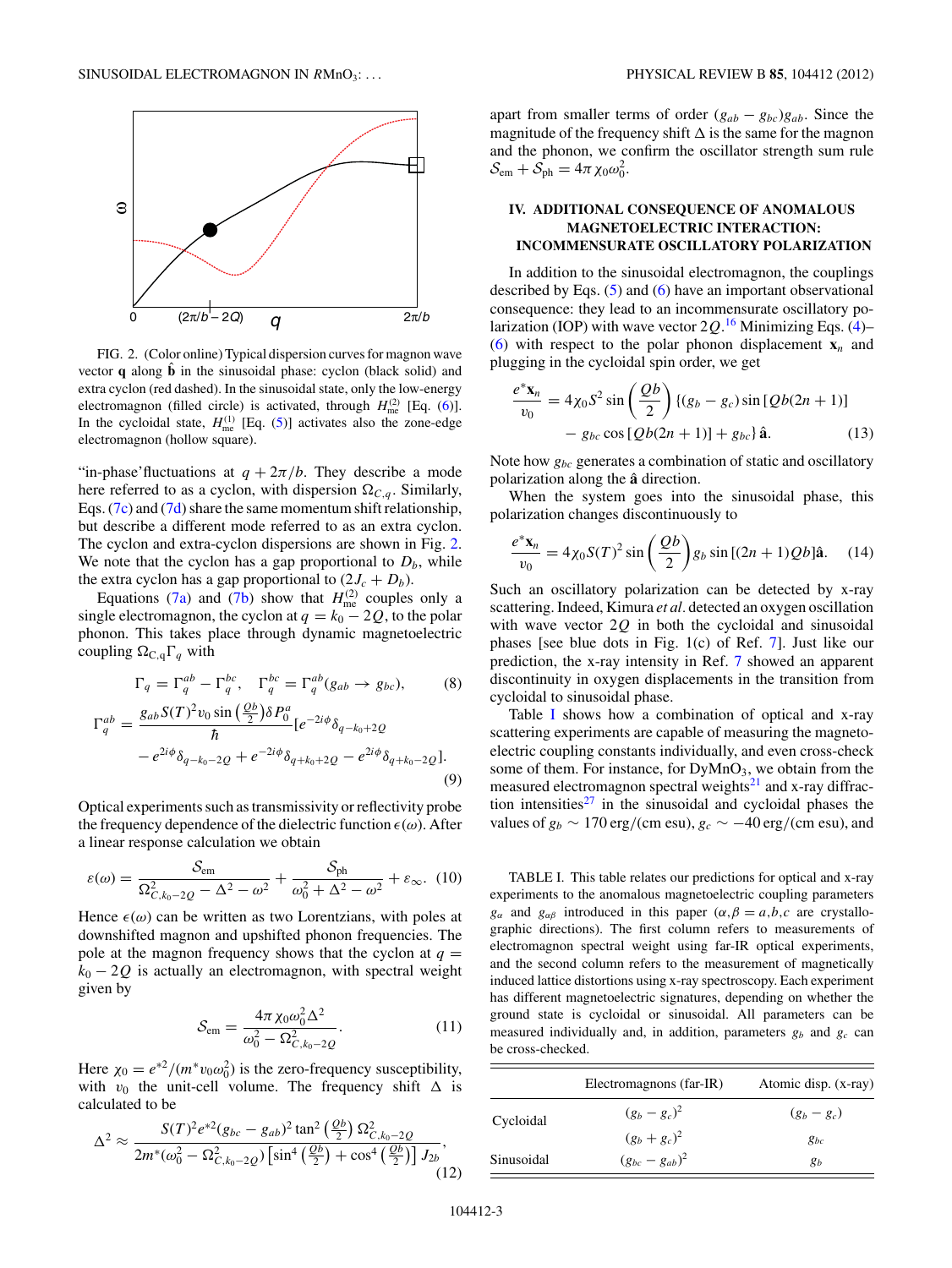ω

0 (2π/b − 2Q) q 2π/b

FIG. 2. (Color online) Typical dispersion curves for magnon wave vector $\mathbf{q}$ along $\hat{\mathbf{b}}$ in the sinusoidal phase: cyclon (black solid) and extra cyclon (red dashed). In the sinusoidal state, only the low-energy electromagnon (filled circle) is activated, through $H_{\rm me}^{(2)}$ [Eq. (6)]. In the cycloidal state, $H_{\rm me}^{(1)}$ [Eq. (5)] activates also the zone-edge electromagnon (hollow square).

"in-phase" fluctuations at $q + 2\pi/b$. They describe a mode here referred to as a cyclon, with dispersion $\Omega_{C,q}$. Similarly, Eqs. (7c) and (7d) share the same momentum shift relationship, but describe a different mode referred to as an extra cyclon. The cyclon and extra-cyclon dispersions are shown in Fig. 2. We note that the cyclon has a gap proportional to $D_b$, while the extra cyclon has a gap proportional to $(2J_c + D_b)$.

Equations (7a) and (7b) show that $H_{\rm me}^{(2)}$ couples only a single electromagnon, the cyclon at $q = k_0 - 2Q$, to the polar phonon. This takes place through dynamic magnetoelectric coupling $\Omega_{C,q}\Gamma_q$ with

$$\Gamma_q = \Gamma_q^{ab} - \Gamma_q^{bc}, \quad \Gamma_q^{bc} = \Gamma_q^{ab}(g_{ab} \to g_{bc}), \tag{8}$$

$$\Gamma_q^{ab} = \frac{g_{ab} S(T)^2 v_0 \sin\left(\frac{Qb}{2}\right)\delta P_0^a}{\hbar}\left[e^{-2i\phi}\delta_{q-k_0+2Q} - e^{2i\phi}\delta_{q-k_0-2Q} + e^{-2i\phi}\delta_{q+k_0+2Q} - e^{2i\phi}\delta_{q+k_0-2Q}\right]. \tag{9}$$

Optical experiments such as transmissivity or reflectivity probe the frequency dependence of the dielectric function $\epsilon(\omega)$. After a linear response calculation we obtain

$$\varepsilon(\omega) = \frac{\mathcal{S}_{\rm em}}{\Omega_{C,k_0-2Q}^2 - \Delta^2 - \omega^2} + \frac{\mathcal{S}_{\rm ph}}{\omega_0^2 + \Delta^2 - \omega^2} + \varepsilon_\infty. \tag{10}$$

Hence $\epsilon(\omega)$ can be written as two Lorentzians, with poles at downshifted magnon and upshifted phonon frequencies. The pole at the magnon frequency shows that the cyclon at $q = k_0 - 2Q$ is actually an electromagnon, with spectral weight given by

$$\mathcal{S}_{\rm em} = \frac{4\pi\chi_0\omega_0^2\Delta^2}{\omega_0^2 - \Omega_{C,k_0-2Q}^2}. \tag{11}$$

Here $\chi_0 = e^{*2}/(m^* v_0 \omega_0^2)$ is the zero-frequency susceptibility, with $v_0$ the unit-cell volume. The frequency shift $\Delta$ is calculated to be

$$\Delta^2 \approx \frac{S(T)^2 e^{*2}(g_{bc} - g_{ab})^2 \tan^2\left(\frac{Qb}{2}\right)\Omega_{C,k_0-2Q}^2}{2m^*(\omega_0^2 - \Omega_{C,k_0-2Q}^2)\left[\sin^4\left(\frac{Qb}{2}\right) + \cos^4\left(\frac{Qb}{2}\right)\right]J_{2b}}, \tag{12}$$

apart from smaller terms of order $(g_{ab} - g_{bc})g_{ab}$. Since the magnitude of the frequency shift $\Delta$ is the same for the magnon and the phonon, we confirm the oscillator strength sum rule $\mathcal{S}_{\rm em} + \mathcal{S}_{\rm ph} = 4\pi\chi_0\omega_0^2$.

## IV. ADDITIONAL CONSEQUENCE OF ANOMALOUS MAGNETOELECTRIC INTERACTION: INCOMMENSURATE OSCILLATORY POLARIZATION

In addition to the sinusoidal electromagnon, the couplings described by Eqs. (5) and (6) have an important observational consequence: they lead to an incommensurate oscillatory polarization (IOP) with wave vector $2Q$.[16] Minimizing Eqs. (4)–(6) with respect to the polar phonon displacement $\mathbf{x}_n$ and plugging in the cycloidal spin order, we get

$$\frac{e^*\mathbf{x}_n}{v_0} = 4\chi_0 S^2 \sin\left(\frac{Qb}{2}\right)\{(g_b - g_c)\sin[Qb(2n+1)] - g_{bc}\cos[Qb(2n+1)] + g_{bc}\}\,\hat{\mathbf{a}}. \tag{13}$$

Note how $g_{bc}$ generates a combination of static and oscillatory polarization along the $\hat{\mathbf{a}}$ direction.

When the system goes into the sinusoidal phase, this polarization changes discontinuously to

$$\frac{e^*\mathbf{x}_n}{v_0} = 4\chi_0 S(T)^2 \sin\left(\frac{Qb}{2}\right) g_b \sin[(2n+1)Qb]\hat{\mathbf{a}}. \tag{14}$$

Such an oscillatory polarization can be detected by x-ray scattering. Indeed, Kimura *et al.* detected an oxygen oscillation with wave vector $2Q$ in both the cycloidal and sinusoidal phases [see blue dots in Fig. 1(c) of Ref. 7]. Just like our prediction, the x-ray intensity in Ref. 7 showed an apparent discontinuity in oxygen displacements in the transition from cycloidal to sinusoidal phase.

Table I shows how a combination of optical and x-ray scattering experiments are capable of measuring the magnetoelectric coupling constants individually, and even cross-check some of them. For instance, for $DyMnO_3$, we obtain from the measured electromagnon spectral weights[21] and x-ray diffraction intensities[27] in the sinusoidal and cycloidal phases the values of $g_b \sim 170$ erg/(cm esu), $g_c \sim -40$ erg/(cm esu), and

TABLE I. This table relates our predictions for optical and x-ray experiments to the anomalous magnetoelectric coupling parameters $g_\alpha$ and $g_{\alpha\beta}$ introduced in this paper ($\alpha,\beta = a,b,c$ are crystallographic directions). The first column refers to measurements of electromagnon spectral weight using far-IR optical experiments, and the second column refers to the measurement of magnetically induced lattice distortions using x-ray spectroscopy. Each experiment has different magnetoelectric signatures, depending on whether the ground state is cycloidal or sinusoidal. All parameters can be measured individually and, in addition, parameters $g_b$ and $g_c$ can be cross-checked.

| | Electromagnons (far-IR) | Atomic disp. (x-ray) |
|---|---|---|
| Cycloidal | $(g_b - g_c)^2$ | $(g_b - g_c)$ |
| | $(g_b + g_c)^2$ | $g_{bc}$ |
| Sinusoidal | $(g_{bc} - g_{ab})^2$ | $g_b$ |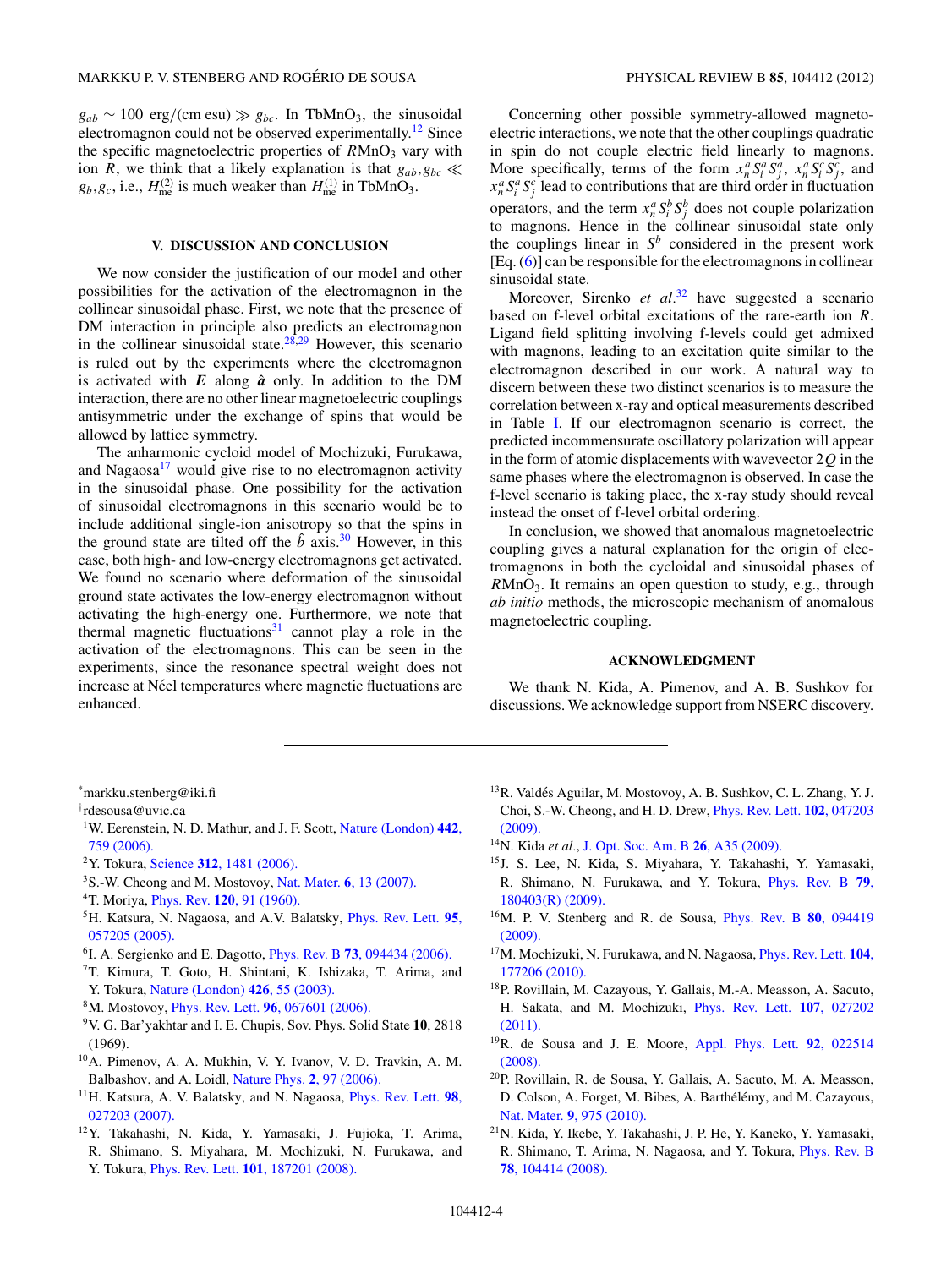$g_{ab} \sim 100$ erg/(cm esu) $\gg g_{bc}$. In $TbMnO_3$, the sinusoidal electromagnon could not be observed experimentally.[12] Since the specific magnetoelectric properties of $RMnO_3$ vary with ion $R$, we think that a likely explanation is that $g_{ab}, g_{bc} \ll g_b, g_c$, i.e., $H_{\text{me}}^{(2)}$ is much weaker than $H_{\text{me}}^{(1)}$ in $TbMnO_3$.

## V. DISCUSSION AND CONCLUSION

We now consider the justification of our model and other possibilities for the activation of the electromagnon in the collinear sinusoidal phase. First, we note that the presence of DM interaction in principle also predicts an electromagnon in the collinear sinusoidal state.[28,29] However, this scenario is ruled out by the experiments where the electromagnon is activated with $\boldsymbol{E}$ along $\hat{\boldsymbol{a}}$ only. In addition to the DM interaction, there are no other linear magnetoelectric couplings antisymmetric under the exchange of spins that would be allowed by lattice symmetry.

The anharmonic cycloid model of Mochizuki, Furukawa, and Nagaosa[17] would give rise to no electromagnon activity in the sinusoidal phase. One possibility for the activation of sinusoidal electromagnons in this scenario would be to include additional single-ion anisotropy so that the spins in the ground state are tilted off the $\hat{b}$ axis.[30] However, in this case, both high- and low-energy electromagnons get activated. We found no scenario where deformation of the sinusoidal ground state activates the low-energy electromagnon without activating the high-energy one. Furthermore, we note that thermal magnetic fluctuations[31] cannot play a role in the activation of the electromagnons. This can be seen in the experiments, since the resonance spectral weight does not increase at Néel temperatures where magnetic fluctuations are enhanced.

Concerning other possible symmetry-allowed magnetoelectric interactions, we note that the other couplings quadratic in spin do not couple electric field linearly to magnons. More specifically, terms of the form $x_n^a S_i^a S_j^a$, $x_n^a S_i^c S_j^c$, and $x_n^a S_i^a S_j^c$ lead to contributions that are third order in fluctuation operators, and the term $x_n^a S_i^b S_j^b$ does not couple polarization to magnons. Hence in the collinear sinusoidal state only the couplings linear in $S^b$ considered in the present work [Eq. (6)] can be responsible for the electromagnons in collinear sinusoidal state.

Moreover, Sirenko *et al.*[32] have suggested a scenario based on f-level orbital excitations of the rare-earth ion $R$. Ligand field splitting involving f-levels could get admixed with magnons, leading to an excitation quite similar to the electromagnon described in our work. A natural way to discern between these two distinct scenarios is to measure the correlation between x-ray and optical measurements described in Table I. If our electromagnon scenario is correct, the predicted incommensurate oscillatory polarization will appear in the form of atomic displacements with wavevector $2Q$ in the same phases where the electromagnon is observed. In case the f-level scenario is taking place, the x-ray study should reveal instead the onset of f-level orbital ordering.

In conclusion, we showed that anomalous magnetoelectric coupling gives a natural explanation for the origin of electromagnons in both the cycloidal and sinusoidal phases of $RMnO_3$. It remains an open question to study, e.g., through *ab initio* methods, the microscopic mechanism of anomalous magnetoelectric coupling.

## ACKNOWLEDGMENT

We thank N. Kida, A. Pimenov, and A. B. Sushkov for discussions. We acknowledge support from NSERC discovery.

---

*markku.stenberg@iki.fi

†rdesousa@uvic.ca

[1] W. Eerenstein, N. D. Mathur, and J. F. Scott, Nature (London) **442**, 759 (2006).

[2] Y. Tokura, Science **312**, 1481 (2006).

[3] S.-W. Cheong and M. Mostovoy, Nat. Mater. **6**, 13 (2007).

[4] T. Moriya, Phys. Rev. **120**, 91 (1960).

[5] H. Katsura, N. Nagaosa, and A.V. Balatsky, Phys. Rev. Lett. **95**, 057205 (2005).

[6] I. A. Sergienko and E. Dagotto, Phys. Rev. B **73**, 094434 (2006).

[7] T. Kimura, T. Goto, H. Shintani, K. Ishizaka, T. Arima, and Y. Tokura, Nature (London) **426**, 55 (2003).

[8] M. Mostovoy, Phys. Rev. Lett. **96**, 067601 (2006).

[9] V. G. Bar'yakhtar and I. E. Chupis, Sov. Phys. Solid State **10**, 2818 (1969).

[10] A. Pimenov, A. A. Mukhin, V. Y. Ivanov, V. D. Travkin, A. M. Balbashov, and A. Loidl, Nature Phys. **2**, 97 (2006).

[11] H. Katsura, A. V. Balatsky, and N. Nagaosa, Phys. Rev. Lett. **98**, 027203 (2007).

[12] Y. Takahashi, N. Kida, Y. Yamasaki, J. Fujioka, T. Arima, R. Shimano, S. Miyahara, M. Mochizuki, N. Furukawa, and Y. Tokura, Phys. Rev. Lett. **101**, 187201 (2008).

[13] R. Valdés Aguilar, M. Mostovoy, A. B. Sushkov, C. L. Zhang, Y. J. Choi, S.-W. Cheong, and H. D. Drew, Phys. Rev. Lett. **102**, 047203 (2009).

[14] N. Kida *et al.*, J. Opt. Soc. Am. B **26**, A35 (2009).

[15] J. S. Lee, N. Kida, S. Miyahara, Y. Takahashi, Y. Yamasaki, R. Shimano, N. Furukawa, and Y. Tokura, Phys. Rev. B **79**, 180403(R) (2009).

[16] M. P. V. Stenberg and R. de Sousa, Phys. Rev. B **80**, 094419 (2009).

[17] M. Mochizuki, N. Furukawa, and N. Nagaosa, Phys. Rev. Lett. **104**, 177206 (2010).

[18] P. Rovillain, M. Cazayous, Y. Gallais, M.-A. Measson, A. Sacuto, H. Sakata, and M. Mochizuki, Phys. Rev. Lett. **107**, 027202 (2011).

[19] R. de Sousa and J. E. Moore, Appl. Phys. Lett. **92**, 022514 (2008).

[20] P. Rovillain, R. de Sousa, Y. Gallais, A. Sacuto, M. A. Measson, D. Colson, A. Forget, M. Bibes, A. Barthélémy, and M. Cazayous, Nat. Mater. **9**, 975 (2010).

[21] N. Kida, Y. Ikebe, Y. Takahashi, J. P. He, Y. Kaneko, Y. Yamasaki, R. Shimano, T. Arima, N. Nagaosa, and Y. Tokura, Phys. Rev. B **78**, 104414 (2008).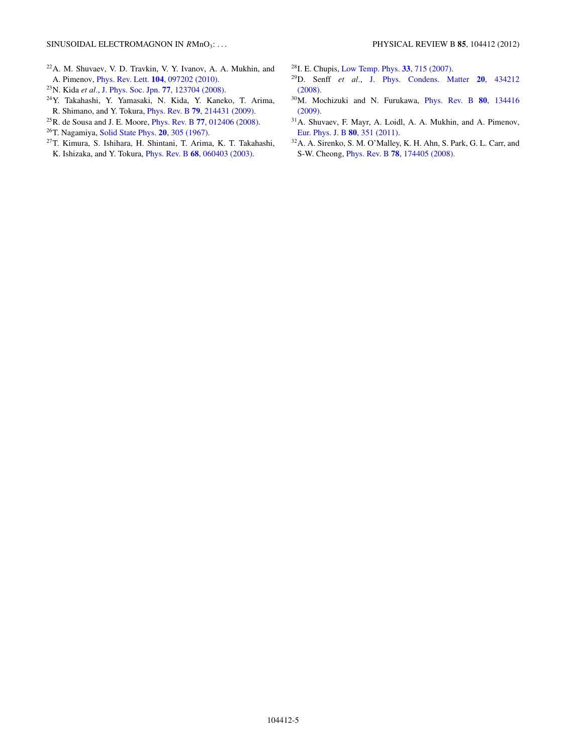[22] A. M. Shuvaev, V. D. Travkin, V. Y. Ivanov, A. A. Mukhin, and A. Pimenov, Phys. Rev. Lett. **104**, 097202 (2010).

[23] N. Kida *et al.*, J. Phys. Soc. Jpn. **77**, 123704 (2008).

[24] Y. Takahashi, Y. Yamasaki, N. Kida, Y. Kaneko, T. Arima, R. Shimano, and Y. Tokura, Phys. Rev. B **79**, 214431 (2009).

[25] R. de Sousa and J. E. Moore, Phys. Rev. B **77**, 012406 (2008).

[26] T. Nagamiya, Solid State Phys. **20**, 305 (1967).

[27] T. Kimura, S. Ishihara, H. Shintani, T. Arima, K. T. Takahashi, K. Ishizaka, and Y. Tokura, Phys. Rev. B **68**, 060403 (2003).

[28] I. E. Chupis, Low Temp. Phys. **33**, 715 (2007).

[29] D. Senff *et al.*, J. Phys. Condens. Matter **20**, 434212 (2008).

[30] M. Mochizuki and N. Furukawa, Phys. Rev. B **80**, 134416 (2009).

[31] A. Shuvaev, F. Mayr, A. Loidl, A. A. Mukhin, and A. Pimenov, Eur. Phys. J. B **80**, 351 (2011).

[32] A. A. Sirenko, S. M. O'Malley, K. H. Ahn, S. Park, G. L. Carr, and S-W. Cheong, Phys. Rev. B **78**, 174405 (2008).